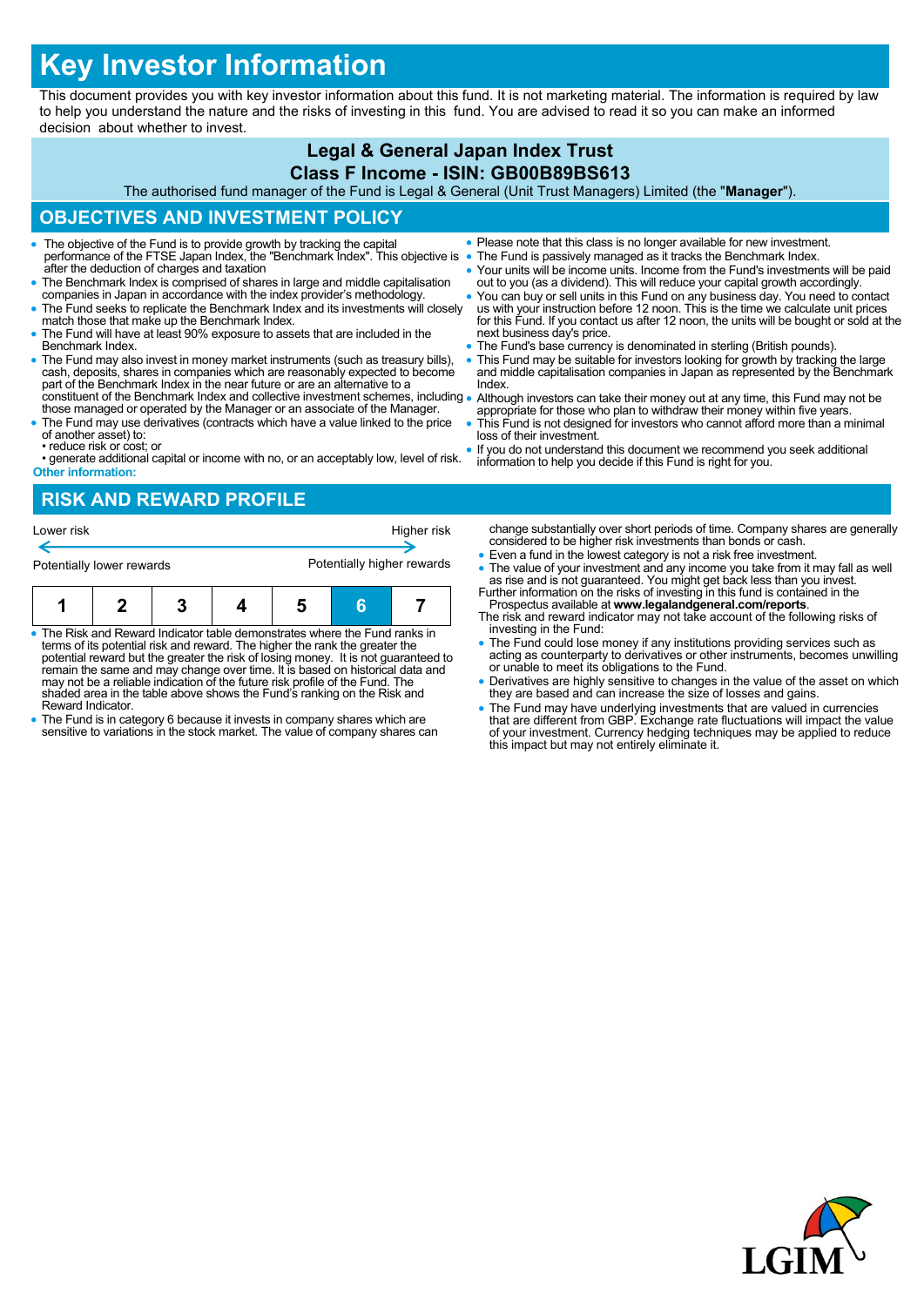# Key Investor Information

This document provides you with key investor information about this fund. It is not marketing material. The information is required by law to help you understand the nature and the risks of investing in this fund. You are advised to read it so you can make an informed decision about whether to invest.

## Legal & General Japan Index Trust

## Class F Income - ISIN: GB00B89BS613

The authorised fund manager of the Fund is Legal & General (Unit Trust Managers) Limited (the "**Manager**").

## OBJECTIVES AND INVESTMENT POLICY

- The objective of the Fund is to provide growth by tracking the capital performance of the FTSE Japan Index, the "Benchmark Index". This objective is after the deduction of charges and taxation
- The Benchmark Index is comprised of shares in large and middle capitalisation companies in Japan in accordance with the index provider's methodology.
- The Fund seeks to replicate the Benchmark Index and its investments will closely match those that make up the Benchmark Index.
- The Fund will have at least 90% exposure to assets that are included in the Benchmark Index.
- The Fund may also invest in money market instruments (such as treasury bills), cash, deposits, shares in companies which are reasonably expected to become part of the Benchmark Index in the near future or are an alternative to a constituent of the Benchmark Index and collective investment schemes, including those managed or operated by the Manager or an associate of the Manager.
- The Fund may use derivatives (contracts which have a value linked to the price of another asset) to:
  - • reduce risk or cost; or
  - • generate additional capital or income with no, or an acceptably low, level of risk.

**Other information:**

- Please note that this class is no longer available for new investment.
- The Fund is passively managed as it tracks the Benchmark Index.
- Your units will be income units. Income from the Fund's investments will be paid out to you (as a dividend). This will reduce your capital growth accordingly.
- You can buy or sell units in this Fund on any business day. You need to contact us with your instruction before 12 noon. This is the time we calculate unit prices for this Fund. If you contact us after 12 noon, the units will be bought or sold at the next business day's price.
- The Fund's base currency is denominated in sterling (British pounds).
- This Fund may be suitable for investors looking for growth by tracking the large and middle capitalisation companies in Japan as represented by the Benchmark Index.
- Although investors can take their money out at any time, this Fund may not be appropriate for those who plan to withdraw their money within five years.
- This Fund is not designed for investors who cannot afford more than a minimal loss of their investment.
- If you do not understand this document we recommend you seek additional information to help you decide if this Fund is right for you.

## RISK AND REWARD PROFILE

Lower risk ← → Higher risk

Potentially lower rewards — Potentially higher rewards

| 1 | 2 | 3 | 4 | 5 | **6** | 7 |
|---|---|---|---|---|---|---|

- The Risk and Reward Indicator table demonstrates where the Fund ranks in terms of its potential risk and reward. The higher the rank the greater the potential reward but the greater the risk of losing money. It is not guaranteed to remain the same and may change over time. It is based on historical data and may not be a reliable indication of the future risk profile of the Fund. The shaded area in the table above shows the Fund's ranking on the Risk and Reward Indicator.
- The Fund is in category 6 because it invests in company shares which are sensitive to variations in the stock market. The value of company shares can change substantially over short periods of time. Company shares are generally considered to be higher risk investments than bonds or cash.
- Even a fund in the lowest category is not a risk free investment.
- The value of your investment and any income you take from it may fall as well as rise and is not guaranteed. You might get back less than you invest.

Further information on the risks of investing in this fund is contained in the Prospectus available at **www.legalandgeneral.com/reports**.

The risk and reward indicator may not take account of the following risks of investing in the Fund:

- The Fund could lose money if any institutions providing services such as acting as counterparty to derivatives or other instruments, becomes unwilling or unable to meet its obligations to the Fund.
- Derivatives are highly sensitive to changes in the value of the asset on which they are based and can increase the size of losses and gains.
- The Fund may have underlying investments that are valued in currencies that are different from GBP. Exchange rate fluctuations will impact the value of your investment. Currency hedging techniques may be applied to reduce this impact but may not entirely eliminate it.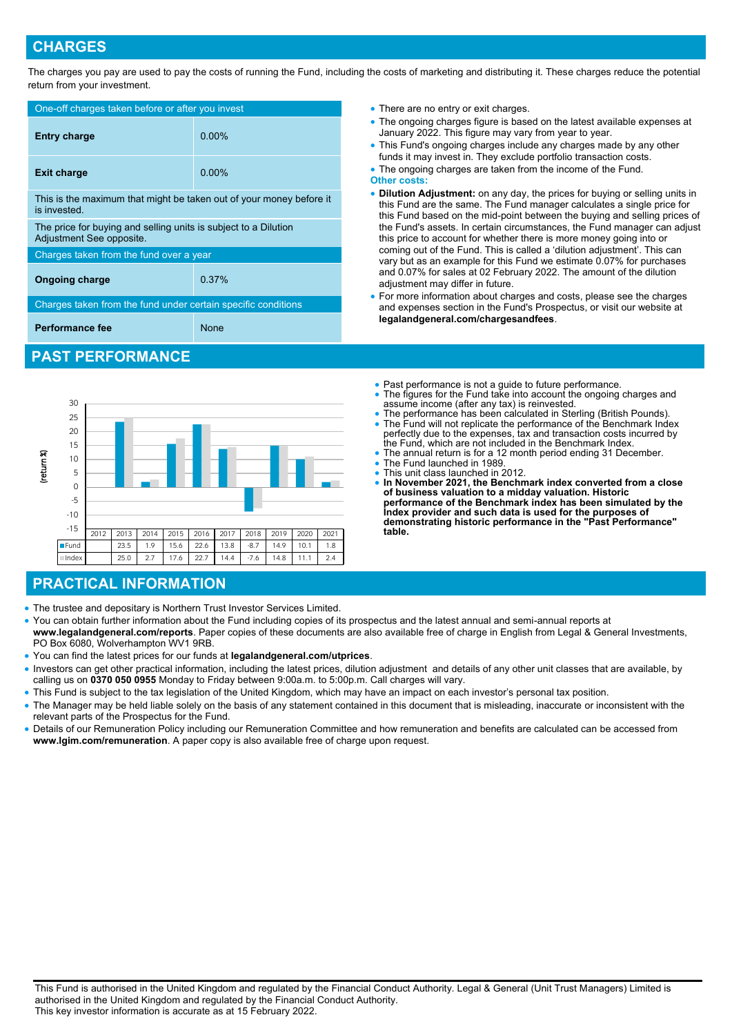## CHARGES

The charges you pay are used to pay the costs of running the Fund, including the costs of marketing and distributing it. These charges reduce the potential return from your investment.

| One-off charges taken before or after you invest | |
|---|---|
| **Entry charge** | 0.00% |
| **Exit charge** | 0.00% |
| This is the maximum that might be taken out of your money before it is invested. | |
| The price for buying and selling units is subject to a Dilution Adjustment See opposite. | |
| **Charges taken from the fund over a year** | |
| **Ongoing charge** | 0.37% |
| **Charges taken from the fund under certain specific conditions** | |
| **Performance fee** | None |

- There are no entry or exit charges.
- The ongoing charges figure is based on the latest available expenses at January 2022. This figure may vary from year to year.
- This Fund's ongoing charges include any charges made by any other funds it may invest in. They exclude portfolio transaction costs.
- The ongoing charges are taken from the income of the Fund.

**Other costs:**

- **Dilution Adjustment:** on any day, the prices for buying or selling units in this Fund are the same. The Fund manager calculates a single price for this Fund based on the mid-point between the buying and selling prices of the Fund's assets. In certain circumstances, the Fund manager can adjust this price to account for whether there is more money going into or coming out of the Fund. This is called a 'dilution adjustment'. This can vary but as an example for this Fund we estimate 0.07% for purchases and 0.07% for sales at 02 February 2022. The amount of the dilution adjustment may differ in future.
- For more information about charges and costs, please see the charges and expenses section in the Fund's Prospectus, or visit our website at **legalandgeneral.com/chargesandfees**.

## PAST PERFORMANCE

(return %)

30
25
20
15
10
5
0
-5
-10
-15

| | 2012 | 2013 | 2014 | 2015 | 2016 | 2017 | 2018 | 2019 | 2020 | 2021 |
|---|---|---|---|---|---|---|---|---|---|---|
| Fund | | 23.5 | 1.9 | 15.6 | 22.6 | 13.8 | -8.7 | 14.9 | 10.1 | 1.8 |
| Index | | 25.0 | 2.7 | 17.6 | 22.7 | 14.4 | -7.6 | 14.8 | 11.1 | 2.4 |

- Past performance is not a guide to future performance.
- The figures for the Fund take into account the ongoing charges and assume income (after any tax) is reinvested.
- The performance has been calculated in Sterling (British Pounds).
- The Fund will not replicate the performance of the Benchmark Index perfectly due to the expenses, tax and transaction costs incurred by the Fund, which are not included in the Benchmark Index.
- The annual return is for a 12 month period ending 31 December.
- The Fund launched in 1989.
- This unit class launched in 2012.
- **In November 2021, the Benchmark index converted from a close of business valuation to a midday valuation. Historic performance of the Benchmark index has been simulated by the Index provider and such data is used for the purposes of demonstrating historic performance in the "Past Performance" table.**

## PRACTICAL INFORMATION

- The trustee and depositary is Northern Trust Investor Services Limited.
- You can obtain further information about the Fund including copies of its prospectus and the latest annual and semi-annual reports at **www.legalandgeneral.com/reports**. Paper copies of these documents are also available free of charge in English from Legal & General Investments, PO Box 6080, Wolverhampton WV1 9RB.
- You can find the latest prices for our funds at **legalandgeneral.com/utprices**.
- Investors can get other practical information, including the latest prices, dilution adjustment and details of any other unit classes that are available, by calling us on **0370 050 0955** Monday to Friday between 9:00a.m. to 5:00p.m. Call charges will vary.
- This Fund is subject to the tax legislation of the United Kingdom, which may have an impact on each investor's personal tax position.
- The Manager may be held liable solely on the basis of any statement contained in this document that is misleading, inaccurate or inconsistent with the relevant parts of the Prospectus for the Fund.
- Details of our Remuneration Policy including our Remuneration Committee and how remuneration and benefits are calculated can be accessed from **www.lgim.com/remuneration**. A paper copy is also available free of charge upon request.

This Fund is authorised in the United Kingdom and regulated by the Financial Conduct Authority. Legal & General (Unit Trust Managers) Limited is authorised in the United Kingdom and regulated by the Financial Conduct Authority.
This key investor information is accurate as at 15 February 2022.